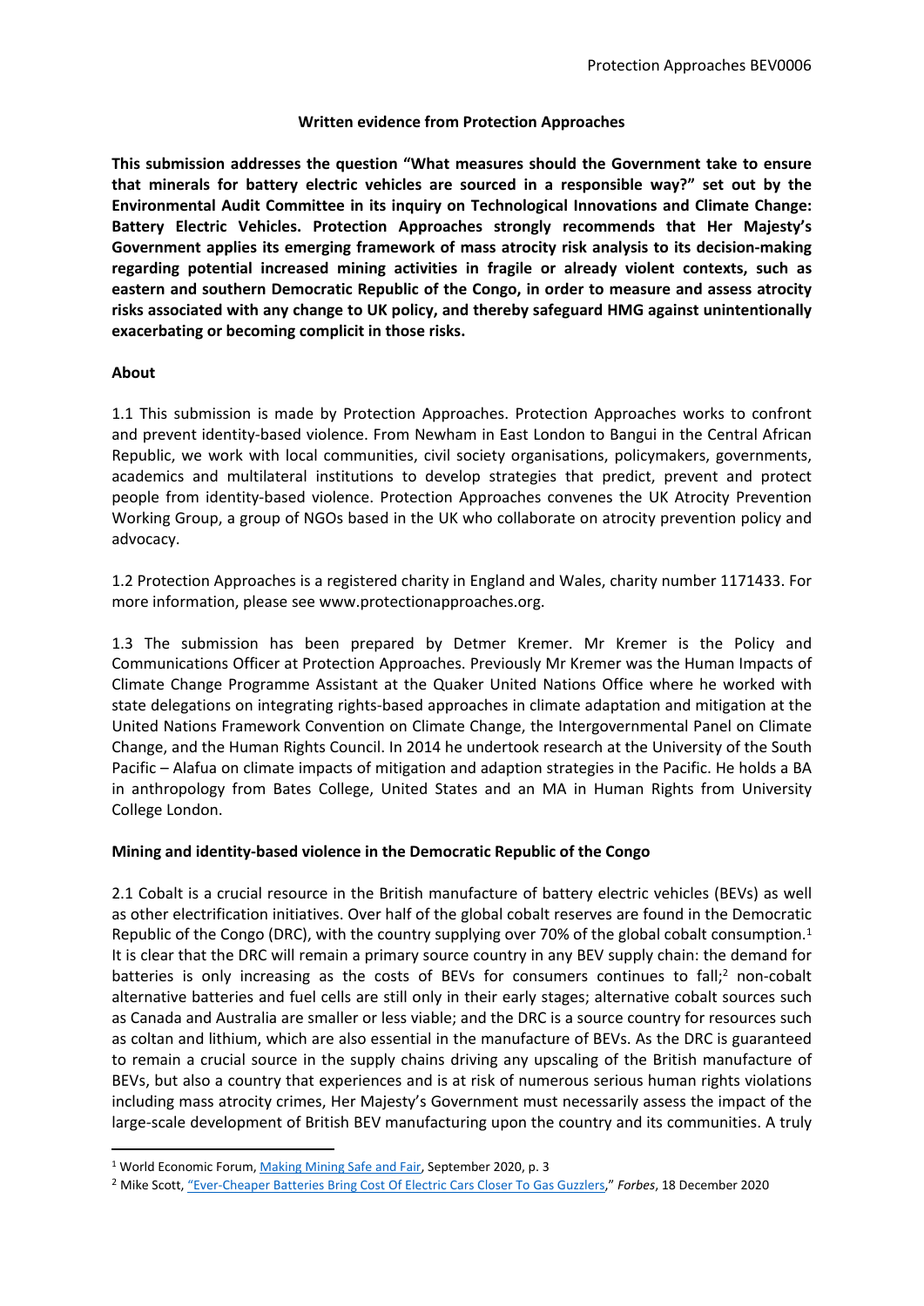**Written evidence from Protection Approaches**

**This submission addresses the question "What measures should the Government take to ensure that minerals for battery electric vehicles are sourced in a responsible way?" set out by the Environmental Audit Committee in its inquiry on Technological Innovations and Climate Change: Battery Electric Vehicles. Protection Approaches strongly recommends that Her Majesty's Government applies its emerging framework of mass atrocity risk analysis to its decision-making regarding potential increased mining activities in fragile or already violent contexts, such as eastern and southern Democratic Republic of the Congo, in order to measure and assess atrocity risks associated with any change to UK policy, and thereby safeguard HMG against unintentionally exacerbating or becoming complicit in those risks.**

**About**

1.1 This submission is made by Protection Approaches. Protection Approaches works to confront and prevent identity-based violence. From Newham in East London to Bangui in the Central African Republic, we work with local communities, civil society organisations, policymakers, governments, academics and multilateral institutions to develop strategies that predict, prevent and protect people from identity-based violence. Protection Approaches convenes the UK Atrocity Prevention Working Group, a group of NGOs based in the UK who collaborate on atrocity prevention policy and advocacy.

1.2 Protection Approaches is a registered charity in England and Wales, charity number 1171433. For more information, please see www.protectionapproaches.org.

1.3 The submission has been prepared by Detmer Kremer. Mr Kremer is the Policy and Communications Officer at Protection Approaches. Previously Mr Kremer was the Human Impacts of Climate Change Programme Assistant at the Quaker United Nations Office where he worked with state delegations on integrating rights-based approaches in climate adaptation and mitigation at the United Nations Framework Convention on Climate Change, the Intergovernmental Panel on Climate Change, and the Human Rights Council. In 2014 he undertook research at the University of the South Pacific – Alafua on climate impacts of mitigation and adaption strategies in the Pacific. He holds a BA in anthropology from Bates College, United States and an MA in Human Rights from University College London.

**Mining and identity-based violence in the Democratic Republic of the Congo**

2.1 Cobalt is a crucial resource in the British manufacture of battery electric vehicles (BEVs) as well as other electrification initiatives. Over half of the global cobalt reserves are found in the Democratic Republic of the Congo (DRC), with the country supplying over 70% of the global cobalt consumption.[1] It is clear that the DRC will remain a primary source country in any BEV supply chain: the demand for batteries is only increasing as the costs of BEVs for consumers continues to fall;[2] non-cobalt alternative batteries and fuel cells are still only in their early stages; alternative cobalt sources such as Canada and Australia are smaller or less viable; and the DRC is a source country for resources such as coltan and lithium, which are also essential in the manufacture of BEVs. As the DRC is guaranteed to remain a crucial source in the supply chains driving any upscaling of the British manufacture of BEVs, but also a country that experiences and is at risk of numerous serious human rights violations including mass atrocity crimes, Her Majesty's Government must necessarily assess the impact of the large-scale development of British BEV manufacturing upon the country and its communities. A truly

---

[1] World Economic Forum, Making Mining Safe and Fair, September 2020, p. 3

[2] Mike Scott, "Ever-Cheaper Batteries Bring Cost Of Electric Cars Closer To Gas Guzzlers," *Forbes*, 18 December 2020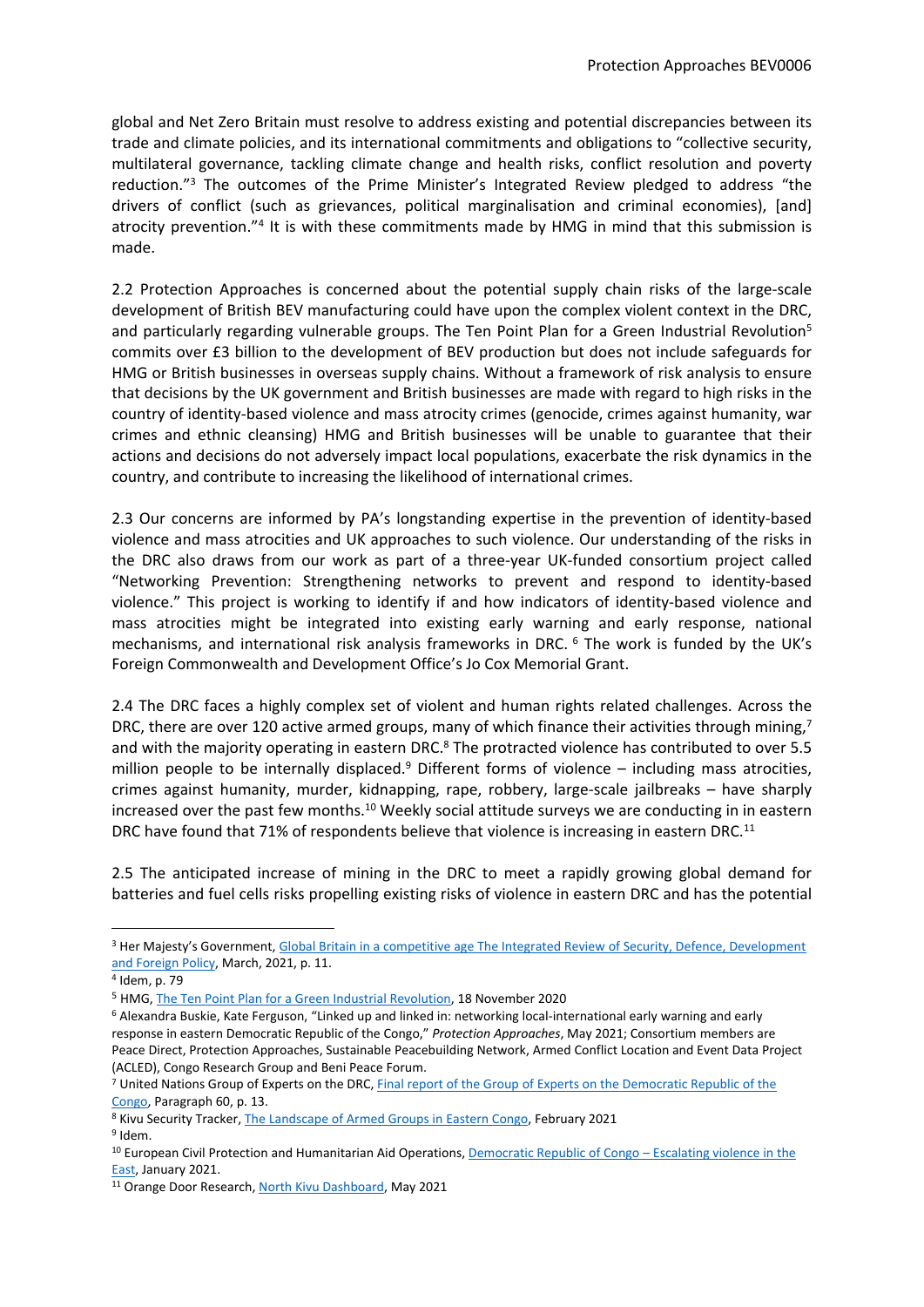global and Net Zero Britain must resolve to address existing and potential discrepancies between its trade and climate policies, and its international commitments and obligations to "collective security, multilateral governance, tackling climate change and health risks, conflict resolution and poverty reduction."[3] The outcomes of the Prime Minister's Integrated Review pledged to address "the drivers of conflict (such as grievances, political marginalisation and criminal economies), [and] atrocity prevention."[4] It is with these commitments made by HMG in mind that this submission is made.

2.2 Protection Approaches is concerned about the potential supply chain risks of the large-scale development of British BEV manufacturing could have upon the complex violent context in the DRC, and particularly regarding vulnerable groups. The Ten Point Plan for a Green Industrial Revolution[5] commits over £3 billion to the development of BEV production but does not include safeguards for HMG or British businesses in overseas supply chains. Without a framework of risk analysis to ensure that decisions by the UK government and British businesses are made with regard to high risks in the country of identity-based violence and mass atrocity crimes (genocide, crimes against humanity, war crimes and ethnic cleansing) HMG and British businesses will be unable to guarantee that their actions and decisions do not adversely impact local populations, exacerbate the risk dynamics in the country, and contribute to increasing the likelihood of international crimes.

2.3 Our concerns are informed by PA's longstanding expertise in the prevention of identity-based violence and mass atrocities and UK approaches to such violence. Our understanding of the risks in the DRC also draws from our work as part of a three-year UK-funded consortium project called "Networking Prevention: Strengthening networks to prevent and respond to identity-based violence." This project is working to identify if and how indicators of identity-based violence and mass atrocities might be integrated into existing early warning and early response, national mechanisms, and international risk analysis frameworks in DRC.[6] The work is funded by the UK's Foreign Commonwealth and Development Office's Jo Cox Memorial Grant.

2.4 The DRC faces a highly complex set of violent and human rights related challenges. Across the DRC, there are over 120 active armed groups, many of which finance their activities through mining,[7] and with the majority operating in eastern DRC.[8] The protracted violence has contributed to over 5.5 million people to be internally displaced.[9] Different forms of violence – including mass atrocities, crimes against humanity, murder, kidnapping, rape, robbery, large-scale jailbreaks – have sharply increased over the past few months.[10] Weekly social attitude surveys we are conducting in in eastern DRC have found that 71% of respondents believe that violence is increasing in eastern DRC.[11]

2.5 The anticipated increase of mining in the DRC to meet a rapidly growing global demand for batteries and fuel cells risks propelling existing risks of violence in eastern DRC and has the potential

---

[3] Her Majesty's Government, Global Britain in a competitive age The Integrated Review of Security, Defence, Development and Foreign Policy, March, 2021, p. 11.

[4] Idem, p. 79

[5] HMG, The Ten Point Plan for a Green Industrial Revolution, 18 November 2020

[6] Alexandra Buskie, Kate Ferguson, "Linked up and linked in: networking local-international early warning and early response in eastern Democratic Republic of the Congo," *Protection Approaches*, May 2021; Consortium members are Peace Direct, Protection Approaches, Sustainable Peacebuilding Network, Armed Conflict Location and Event Data Project (ACLED), Congo Research Group and Beni Peace Forum.

[7] United Nations Group of Experts on the DRC, Final report of the Group of Experts on the Democratic Republic of the Congo, Paragraph 60, p. 13.

[8] Kivu Security Tracker, The Landscape of Armed Groups in Eastern Congo, February 2021

[9] Idem.

[10] European Civil Protection and Humanitarian Aid Operations, Democratic Republic of Congo – Escalating violence in the East, January 2021.

[11] Orange Door Research, North Kivu Dashboard, May 2021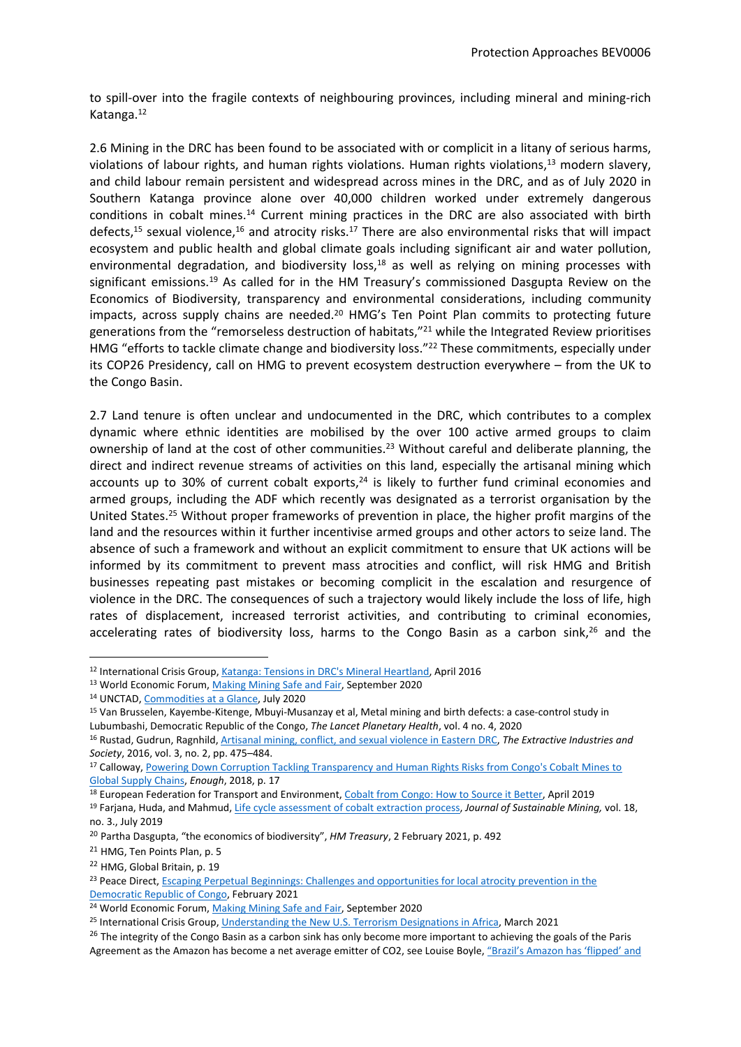to spill-over into the fragile contexts of neighbouring provinces, including mineral and mining-rich Katanga.[12]

2.6 Mining in the DRC has been found to be associated with or complicit in a litany of serious harms, violations of labour rights, and human rights violations. Human rights violations,[13] modern slavery, and child labour remain persistent and widespread across mines in the DRC, and as of July 2020 in Southern Katanga province alone over 40,000 children worked under extremely dangerous conditions in cobalt mines.[14] Current mining practices in the DRC are also associated with birth defects,[15] sexual violence,[16] and atrocity risks.[17] There are also environmental risks that will impact ecosystem and public health and global climate goals including significant air and water pollution, environmental degradation, and biodiversity loss,[18] as well as relying on mining processes with significant emissions.[19] As called for in the HM Treasury's commissioned Dasgupta Review on the Economics of Biodiversity, transparency and environmental considerations, including community impacts, across supply chains are needed.[20] HMG's Ten Point Plan commits to protecting future generations from the "remorseless destruction of habitats,"[21] while the Integrated Review prioritises HMG "efforts to tackle climate change and biodiversity loss."[22] These commitments, especially under its COP26 Presidency, call on HMG to prevent ecosystem destruction everywhere – from the UK to the Congo Basin.

2.7 Land tenure is often unclear and undocumented in the DRC, which contributes to a complex dynamic where ethnic identities are mobilised by the over 100 active armed groups to claim ownership of land at the cost of other communities.[23] Without careful and deliberate planning, the direct and indirect revenue streams of activities on this land, especially the artisanal mining which accounts up to 30% of current cobalt exports,[24] is likely to further fund criminal economies and armed groups, including the ADF which recently was designated as a terrorist organisation by the United States.[25] Without proper frameworks of prevention in place, the higher profit margins of the land and the resources within it further incentivise armed groups and other actors to seize land. The absence of such a framework and without an explicit commitment to ensure that UK actions will be informed by its commitment to prevent mass atrocities and conflict, will risk HMG and British businesses repeating past mistakes or becoming complicit in the escalation and resurgence of violence in the DRC. The consequences of such a trajectory would likely include the loss of life, high rates of displacement, increased terrorist activities, and contributing to criminal economies, accelerating rates of biodiversity loss, harms to the Congo Basin as a carbon sink,[26] and the

---

[12] International Crisis Group, Katanga: Tensions in DRC's Mineral Heartland, April 2016

[13] World Economic Forum, Making Mining Safe and Fair, September 2020

[14] UNCTAD, Commodities at a Glance, July 2020

[15] Van Brusselen, Kayembe-Kitenge, Mbuyi-Musanzay et al, Metal mining and birth defects: a case-control study in Lubumbashi, Democratic Republic of the Congo, *The Lancet Planetary Health*, vol. 4 no. 4, 2020

[16] Rustad, Gudrun, Ragnhild, Artisanal mining, conflict, and sexual violence in Eastern DRC, *The Extractive Industries and Society*, 2016, vol. 3, no. 2, pp. 475–484.

[17] Calloway, Powering Down Corruption Tackling Transparency and Human Rights Risks from Congo's Cobalt Mines to Global Supply Chains, *Enough*, 2018, p. 17

[18] European Federation for Transport and Environment, Cobalt from Congo: How to Source it Better, April 2019

[19] Farjana, Huda, and Mahmud, Life cycle assessment of cobalt extraction process, *Journal of Sustainable Mining,* vol. 18, no. 3., July 2019

[20] Partha Dasgupta, "the economics of biodiversity", *HM Treasury*, 2 February 2021, p. 492

[21] HMG, Ten Points Plan, p. 5

[22] HMG, Global Britain, p. 19

[23] Peace Direct, Escaping Perpetual Beginnings: Challenges and opportunities for local atrocity prevention in the Democratic Republic of Congo, February 2021

[24] World Economic Forum, Making Mining Safe and Fair, September 2020

[25] International Crisis Group, Understanding the New U.S. Terrorism Designations in Africa, March 2021

[26] The integrity of the Congo Basin as a carbon sink has only become more important to achieving the goals of the Paris Agreement as the Amazon has become a net average emitter of CO2, see Louise Boyle, "Brazil's Amazon has 'flipped' and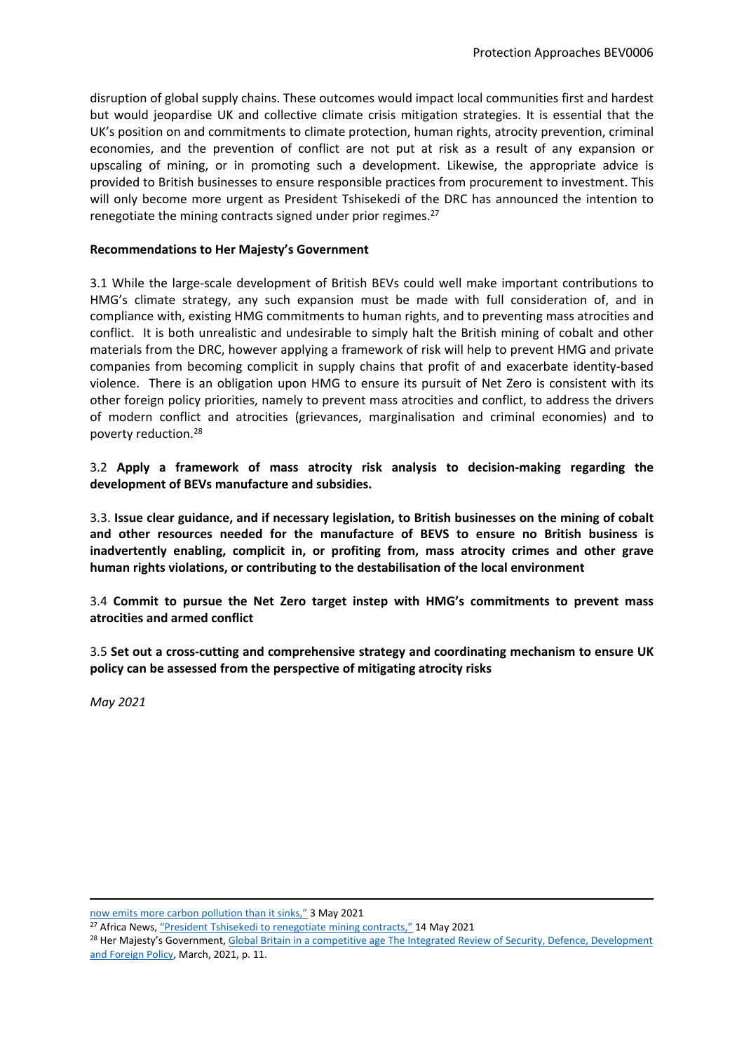disruption of global supply chains. These outcomes would impact local communities first and hardest but would jeopardise UK and collective climate crisis mitigation strategies. It is essential that the UK's position on and commitments to climate protection, human rights, atrocity prevention, criminal economies, and the prevention of conflict are not put at risk as a result of any expansion or upscaling of mining, or in promoting such a development. Likewise, the appropriate advice is provided to British businesses to ensure responsible practices from procurement to investment. This will only become more urgent as President Tshisekedi of the DRC has announced the intention to renegotiate the mining contracts signed under prior regimes.[27]

**Recommendations to Her Majesty's Government**

3.1 While the large-scale development of British BEVs could well make important contributions to HMG's climate strategy, any such expansion must be made with full consideration of, and in compliance with, existing HMG commitments to human rights, and to preventing mass atrocities and conflict. It is both unrealistic and undesirable to simply halt the British mining of cobalt and other materials from the DRC, however applying a framework of risk will help to prevent HMG and private companies from becoming complicit in supply chains that profit of and exacerbate identity-based violence. There is an obligation upon HMG to ensure its pursuit of Net Zero is consistent with its other foreign policy priorities, namely to prevent mass atrocities and conflict, to address the drivers of modern conflict and atrocities (grievances, marginalisation and criminal economies) and to poverty reduction.[28]

3.2 **Apply a framework of mass atrocity risk analysis to decision-making regarding the development of BEVs manufacture and subsidies.**

3.3. **Issue clear guidance, and if necessary legislation, to British businesses on the mining of cobalt and other resources needed for the manufacture of BEVS to ensure no British business is inadvertently enabling, complicit in, or profiting from, mass atrocity crimes and other grave human rights violations, or contributing to the destabilisation of the local environment**

3.4 **Commit to pursue the Net Zero target instep with HMG's commitments to prevent mass atrocities and armed conflict**

3.5 **Set out a cross-cutting and comprehensive strategy and coordinating mechanism to ensure UK policy can be assessed from the perspective of mitigating atrocity risks**

*May 2021*

---

now emits more carbon pollution than it sinks," 3 May 2021

[27] Africa News, "President Tshisekedi to renegotiate mining contracts," 14 May 2021

[28] Her Majesty's Government, Global Britain in a competitive age The Integrated Review of Security, Defence, Development and Foreign Policy, March, 2021, p. 11.